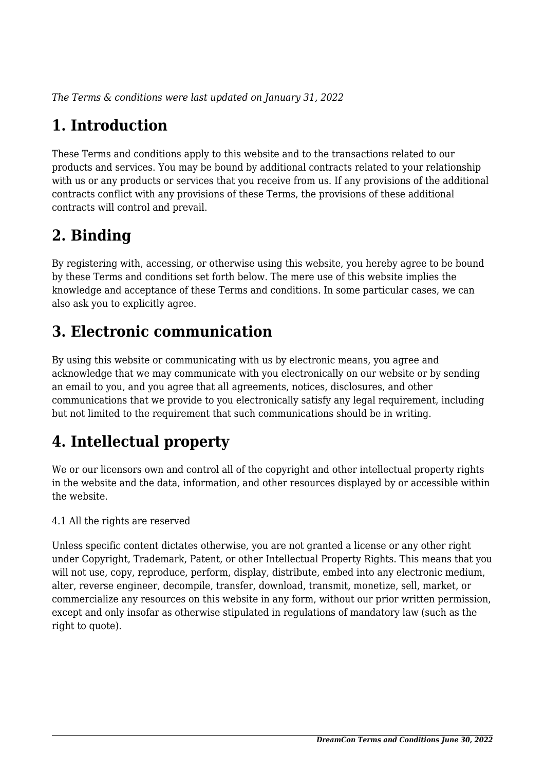*The Terms & conditions were last updated on January 31, 2022*

# 1. Introduction

These Terms and conditions apply to this website and to the transactions related to our products and services. You may be bound by additional contracts related to your relationship with us or any products or services that you receive from us. If any provisions of the additional contracts conflict with any provisions of these Terms, the provisions of these additional contracts will control and prevail.

# 2. Binding

By registering with, accessing, or otherwise using this website, you hereby agree to be bound by these Terms and conditions set forth below. The mere use of this website implies the knowledge and acceptance of these Terms and conditions. In some particular cases, we can also ask you to explicitly agree.

# 3. Electronic communication

By using this website or communicating with us by electronic means, you agree and acknowledge that we may communicate with you electronically on our website or by sending an email to you, and you agree that all agreements, notices, disclosures, and other communications that we provide to you electronically satisfy any legal requirement, including but not limited to the requirement that such communications should be in writing.

# 4. Intellectual property

We or our licensors own and control all of the copyright and other intellectual property rights in the website and the data, information, and other resources displayed by or accessible within the website.

4.1 All the rights are reserved

Unless specific content dictates otherwise, you are not granted a license or any other right under Copyright, Trademark, Patent, or other Intellectual Property Rights. This means that you will not use, copy, reproduce, perform, display, distribute, embed into any electronic medium, alter, reverse engineer, decompile, transfer, download, transmit, monetize, sell, market, or commercialize any resources on this website in any form, without our prior written permission, except and only insofar as otherwise stipulated in regulations of mandatory law (such as the right to quote).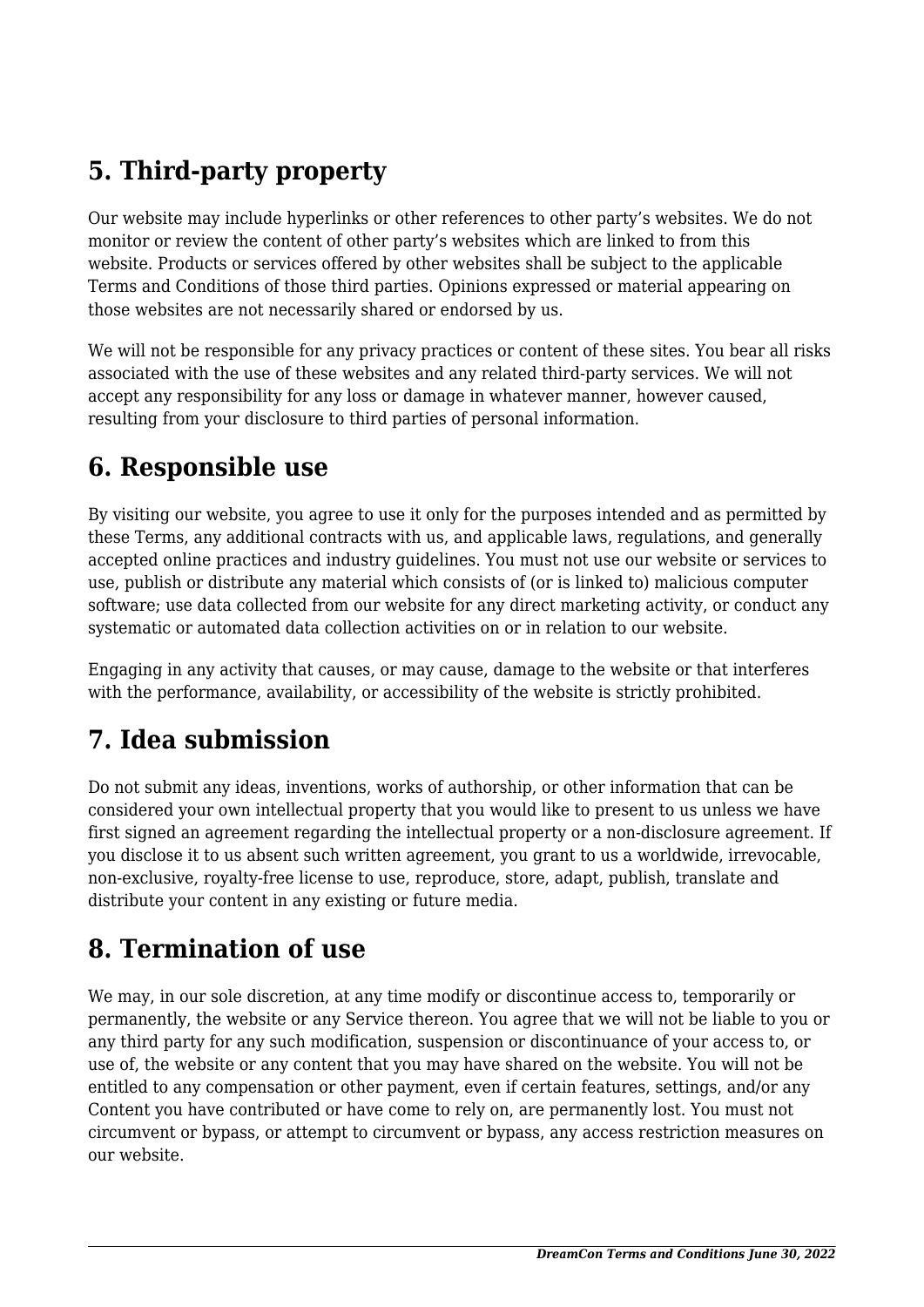## 5. Third-party property

Our website may include hyperlinks or other references to other party's websites. We do not monitor or review the content of other party's websites which are linked to from this website. Products or services offered by other websites shall be subject to the applicable Terms and Conditions of those third parties. Opinions expressed or material appearing on those websites are not necessarily shared or endorsed by us.

We will not be responsible for any privacy practices or content of these sites. You bear all risks associated with the use of these websites and any related third-party services. We will not accept any responsibility for any loss or damage in whatever manner, however caused, resulting from your disclosure to third parties of personal information.

## 6. Responsible use

By visiting our website, you agree to use it only for the purposes intended and as permitted by these Terms, any additional contracts with us, and applicable laws, regulations, and generally accepted online practices and industry guidelines. You must not use our website or services to use, publish or distribute any material which consists of (or is linked to) malicious computer software; use data collected from our website for any direct marketing activity, or conduct any systematic or automated data collection activities on or in relation to our website.

Engaging in any activity that causes, or may cause, damage to the website or that interferes with the performance, availability, or accessibility of the website is strictly prohibited.

## 7. Idea submission

Do not submit any ideas, inventions, works of authorship, or other information that can be considered your own intellectual property that you would like to present to us unless we have first signed an agreement regarding the intellectual property or a non-disclosure agreement. If you disclose it to us absent such written agreement, you grant to us a worldwide, irrevocable, non-exclusive, royalty-free license to use, reproduce, store, adapt, publish, translate and distribute your content in any existing or future media.

## 8. Termination of use

We may, in our sole discretion, at any time modify or discontinue access to, temporarily or permanently, the website or any Service thereon. You agree that we will not be liable to you or any third party for any such modification, suspension or discontinuance of your access to, or use of, the website or any content that you may have shared on the website. You will not be entitled to any compensation or other payment, even if certain features, settings, and/or any Content you have contributed or have come to rely on, are permanently lost. You must not circumvent or bypass, or attempt to circumvent or bypass, any access restriction measures on our website.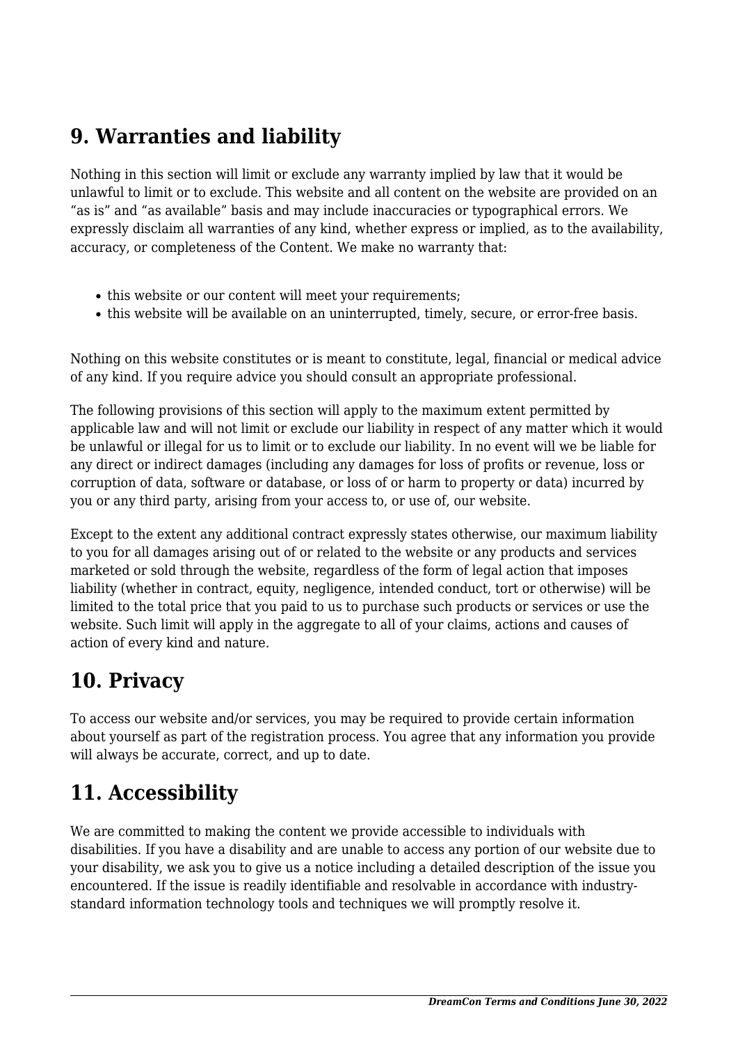## 9. Warranties and liability

Nothing in this section will limit or exclude any warranty implied by law that it would be unlawful to limit or to exclude. This website and all content on the website are provided on an "as is" and "as available" basis and may include inaccuracies or typographical errors. We expressly disclaim all warranties of any kind, whether express or implied, as to the availability, accuracy, or completeness of the Content. We make no warranty that:

- this website or our content will meet your requirements;
- this website will be available on an uninterrupted, timely, secure, or error-free basis.

Nothing on this website constitutes or is meant to constitute, legal, financial or medical advice of any kind. If you require advice you should consult an appropriate professional.

The following provisions of this section will apply to the maximum extent permitted by applicable law and will not limit or exclude our liability in respect of any matter which it would be unlawful or illegal for us to limit or to exclude our liability. In no event will we be liable for any direct or indirect damages (including any damages for loss of profits or revenue, loss or corruption of data, software or database, or loss of or harm to property or data) incurred by you or any third party, arising from your access to, or use of, our website.

Except to the extent any additional contract expressly states otherwise, our maximum liability to you for all damages arising out of or related to the website or any products and services marketed or sold through the website, regardless of the form of legal action that imposes liability (whether in contract, equity, negligence, intended conduct, tort or otherwise) will be limited to the total price that you paid to us to purchase such products or services or use the website. Such limit will apply in the aggregate to all of your claims, actions and causes of action of every kind and nature.

## 10. Privacy

To access our website and/or services, you may be required to provide certain information about yourself as part of the registration process. You agree that any information you provide will always be accurate, correct, and up to date.

## 11. Accessibility

We are committed to making the content we provide accessible to individuals with disabilities. If you have a disability and are unable to access any portion of our website due to your disability, we ask you to give us a notice including a detailed description of the issue you encountered. If the issue is readily identifiable and resolvable in accordance with industry-standard information technology tools and techniques we will promptly resolve it.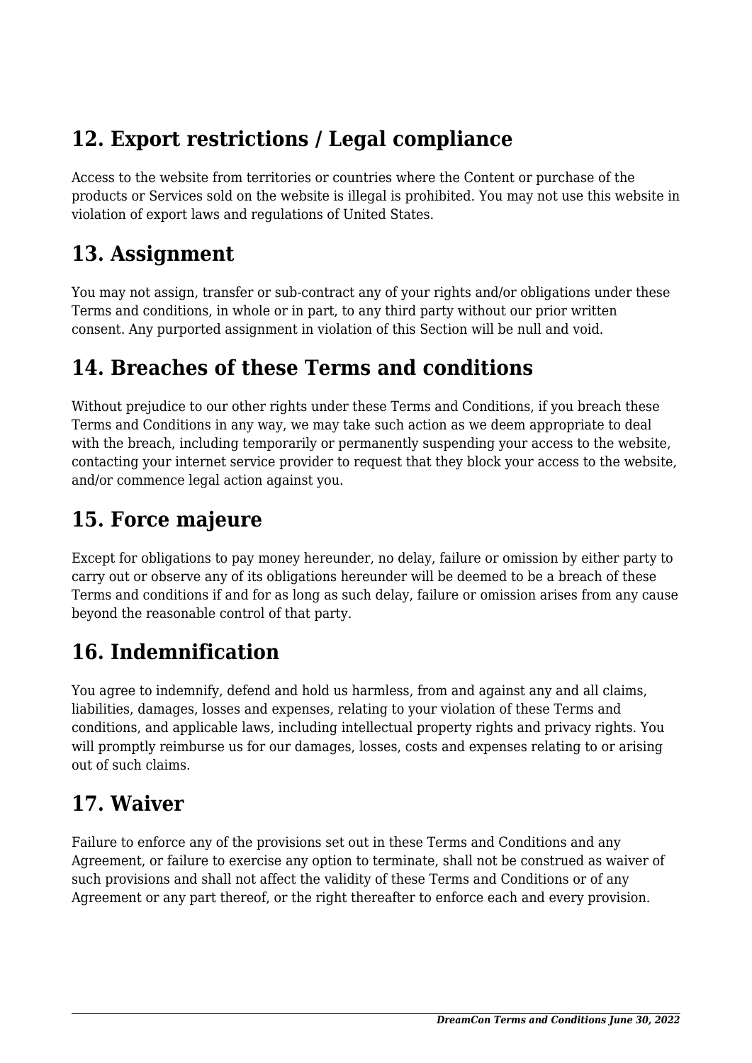## 12. Export restrictions / Legal compliance

Access to the website from territories or countries where the Content or purchase of the products or Services sold on the website is illegal is prohibited. You may not use this website in violation of export laws and regulations of United States.

## 13. Assignment

You may not assign, transfer or sub-contract any of your rights and/or obligations under these Terms and conditions, in whole or in part, to any third party without our prior written consent. Any purported assignment in violation of this Section will be null and void.

## 14. Breaches of these Terms and conditions

Without prejudice to our other rights under these Terms and Conditions, if you breach these Terms and Conditions in any way, we may take such action as we deem appropriate to deal with the breach, including temporarily or permanently suspending your access to the website, contacting your internet service provider to request that they block your access to the website, and/or commence legal action against you.

## 15. Force majeure

Except for obligations to pay money hereunder, no delay, failure or omission by either party to carry out or observe any of its obligations hereunder will be deemed to be a breach of these Terms and conditions if and for as long as such delay, failure or omission arises from any cause beyond the reasonable control of that party.

## 16. Indemnification

You agree to indemnify, defend and hold us harmless, from and against any and all claims, liabilities, damages, losses and expenses, relating to your violation of these Terms and conditions, and applicable laws, including intellectual property rights and privacy rights. You will promptly reimburse us for our damages, losses, costs and expenses relating to or arising out of such claims.

## 17. Waiver

Failure to enforce any of the provisions set out in these Terms and Conditions and any Agreement, or failure to exercise any option to terminate, shall not be construed as waiver of such provisions and shall not affect the validity of these Terms and Conditions or of any Agreement or any part thereof, or the right thereafter to enforce each and every provision.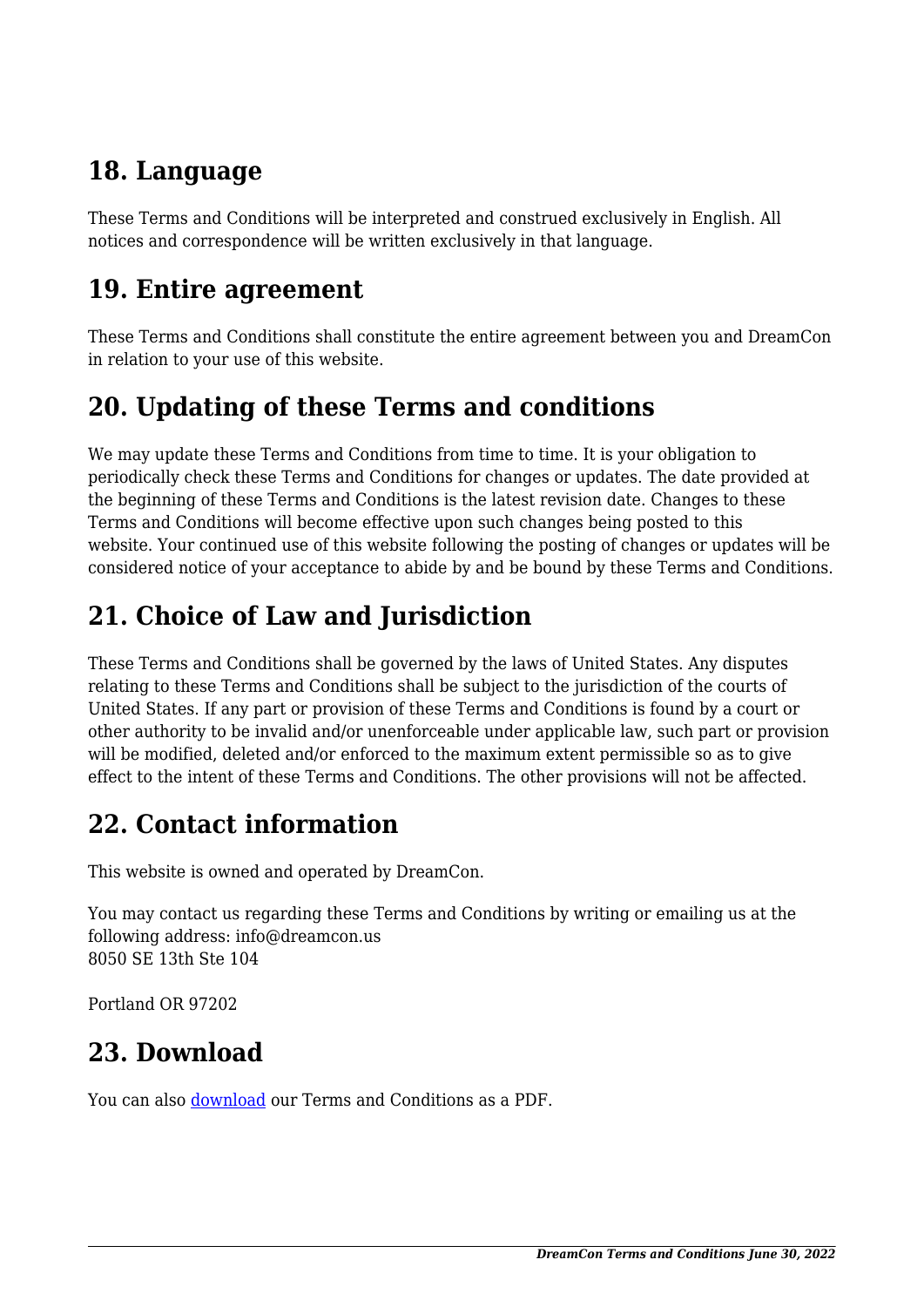## 18. Language

These Terms and Conditions will be interpreted and construed exclusively in English. All notices and correspondence will be written exclusively in that language.

## 19. Entire agreement

These Terms and Conditions shall constitute the entire agreement between you and DreamCon in relation to your use of this website.

## 20. Updating of these Terms and conditions

We may update these Terms and Conditions from time to time. It is your obligation to periodically check these Terms and Conditions for changes or updates. The date provided at the beginning of these Terms and Conditions is the latest revision date. Changes to these Terms and Conditions will become effective upon such changes being posted to this website. Your continued use of this website following the posting of changes or updates will be considered notice of your acceptance to abide by and be bound by these Terms and Conditions.

## 21. Choice of Law and Jurisdiction

These Terms and Conditions shall be governed by the laws of United States. Any disputes relating to these Terms and Conditions shall be subject to the jurisdiction of the courts of United States. If any part or provision of these Terms and Conditions is found by a court or other authority to be invalid and/or unenforceable under applicable law, such part or provision will be modified, deleted and/or enforced to the maximum extent permissible so as to give effect to the intent of these Terms and Conditions. The other provisions will not be affected.

## 22. Contact information

This website is owned and operated by DreamCon.

You may contact us regarding these Terms and Conditions by writing or emailing us at the following address: info@dreamcon.us
8050 SE 13th Ste 104

Portland OR 97202

## 23. Download

You can also download our Terms and Conditions as a PDF.